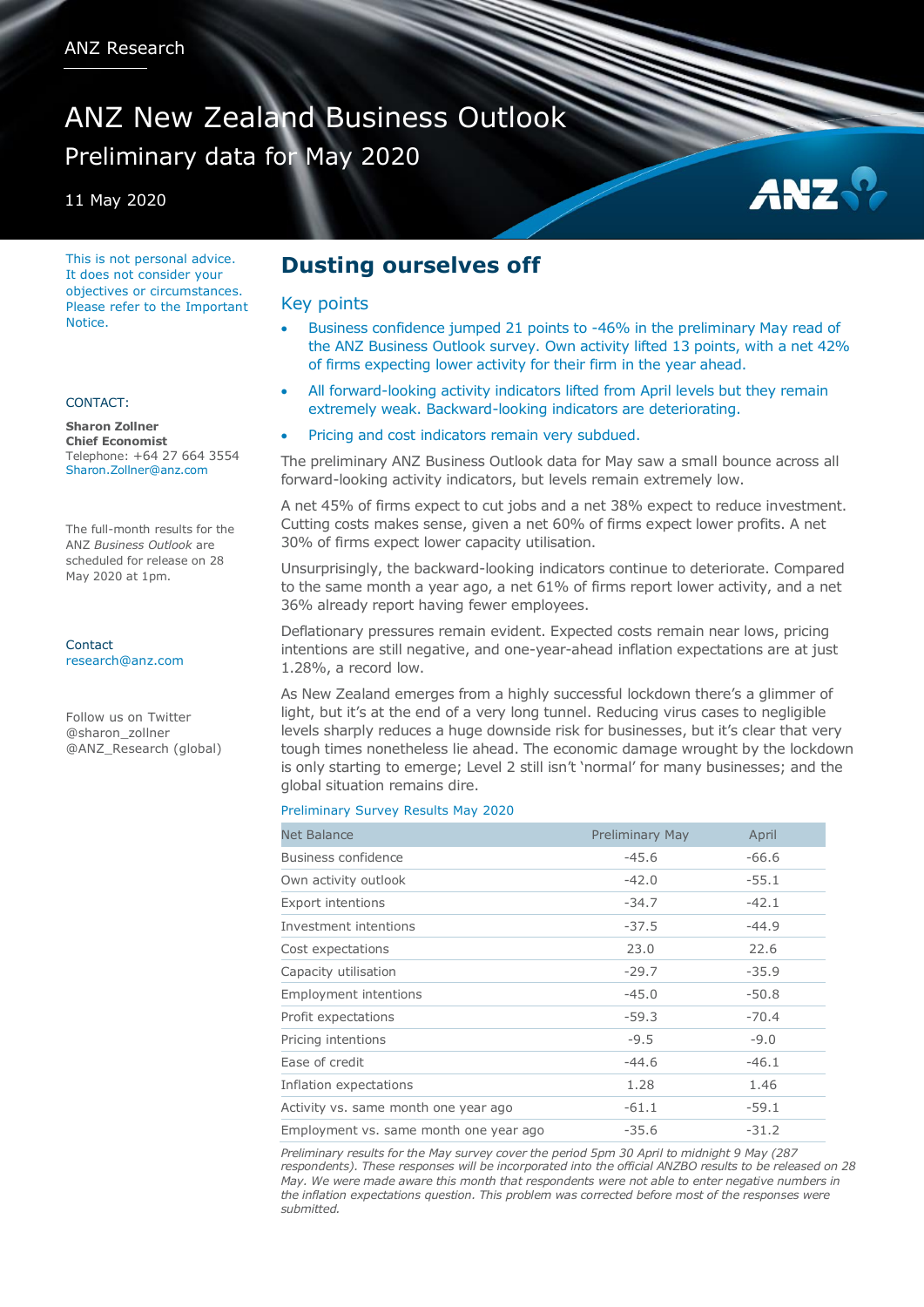ANZ Research

# ANZ New Zealand Business Outlook

Preliminary data for May 2020

11 May 2020

This is not personal advice. It does not consider your objectives or circumstances. Please refer to the Important Notice.

CONTACT:

**Sharon Zollner**
**Chief Economist**
Telephone: +64 27 664 3554
Sharon.Zollner@anz.com

The full-month results for the ANZ *Business Outlook* are scheduled for release on 28 May 2020 at 1pm.

Contact
research@anz.com

Follow us on Twitter
@sharon_zollner
@ANZ_Research (global)

## Dusting ourselves off

### Key points

- Business confidence jumped 21 points to -46% in the preliminary May read of the ANZ Business Outlook survey. Own activity lifted 13 points, with a net 42% of firms expecting lower activity for their firm in the year ahead.
- All forward-looking activity indicators lifted from April levels but they remain extremely weak. Backward-looking indicators are deteriorating.
- Pricing and cost indicators remain very subdued.

The preliminary ANZ Business Outlook data for May saw a small bounce across all forward-looking activity indicators, but levels remain extremely low.

A net 45% of firms expect to cut jobs and a net 38% expect to reduce investment. Cutting costs makes sense, given a net 60% of firms expect lower profits. A net 30% of firms expect lower capacity utilisation.

Unsurprisingly, the backward-looking indicators continue to deteriorate. Compared to the same month a year ago, a net 61% of firms report lower activity, and a net 36% already report having fewer employees.

Deflationary pressures remain evident. Expected costs remain near lows, pricing intentions are still negative, and one-year-ahead inflation expectations are at just 1.28%, a record low.

As New Zealand emerges from a highly successful lockdown there's a glimmer of light, but it's at the end of a very long tunnel. Reducing virus cases to negligible levels sharply reduces a huge downside risk for businesses, but it's clear that very tough times nonetheless lie ahead. The economic damage wrought by the lockdown is only starting to emerge; Level 2 still isn't 'normal' for many businesses; and the global situation remains dire.

Preliminary Survey Results May 2020

| Net Balance | Preliminary May | April |
|---|---|---|
| Business confidence | -45.6 | -66.6 |
| Own activity outlook | -42.0 | -55.1 |
| Export intentions | -34.7 | -42.1 |
| Investment intentions | -37.5 | -44.9 |
| Cost expectations | 23.0 | 22.6 |
| Capacity utilisation | -29.7 | -35.9 |
| Employment intentions | -45.0 | -50.8 |
| Profit expectations | -59.3 | -70.4 |
| Pricing intentions | -9.5 | -9.0 |
| Ease of credit | -44.6 | -46.1 |
| Inflation expectations | 1.28 | 1.46 |
| Activity vs. same month one year ago | -61.1 | -59.1 |
| Employment vs. same month one year ago | -35.6 | -31.2 |

*Preliminary results for the May survey cover the period 5pm 30 April to midnight 9 May (287 respondents). These responses will be incorporated into the official ANZBO results to be released on 28 May. We were made aware this month that respondents were not able to enter negative numbers in the inflation expectations question. This problem was corrected before most of the responses were submitted.*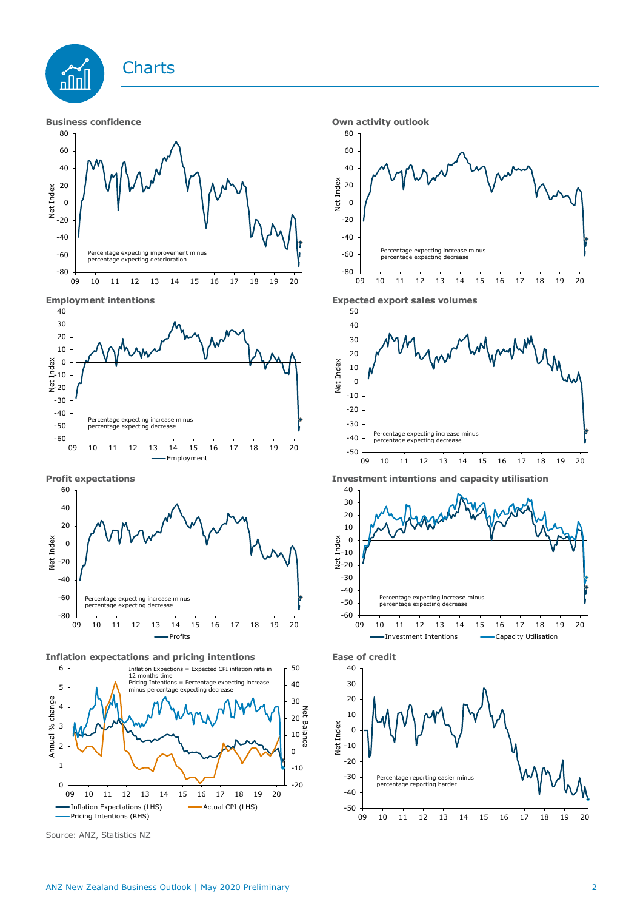# Charts

**Business confidence**

Net Index

Percentage expecting improvement minus percentage expecting deterioration

**Own activity outlook**

Net Index

Percentage expecting increase minus percentage expecting decrease

**Employment intentions**

Net Index

Percentage expecting increase minus percentage expecting decrease

Employment

**Expected export sales volumes**

Net Index

Percentage expecting increase minus percentage expecting decrease

**Profit expectations**

Net Index

Percentage expecting increase minus percentage expecting decrease

Profits

**Investment intentions and capacity utilisation**

Net Index

Percentage expecting increase minus percentage expecting decrease

Investment Intentions | Capacity Utilisation

**Inflation expectations and pricing intentions**

Inflation Expectations = Expected CPI inflation rate in 12 months time
Pricing Intentions = Percentage expecting increase minus percentage expecting decrease

Annual % change | Net Balance

Inflation Expectations (LHS) | Actual CPI (LHS) | Pricing Intentions (RHS)

**Ease of credit**

Net Index

Percentage reporting easier minus percentage reporting harder

Source: ANZ, Statistics NZ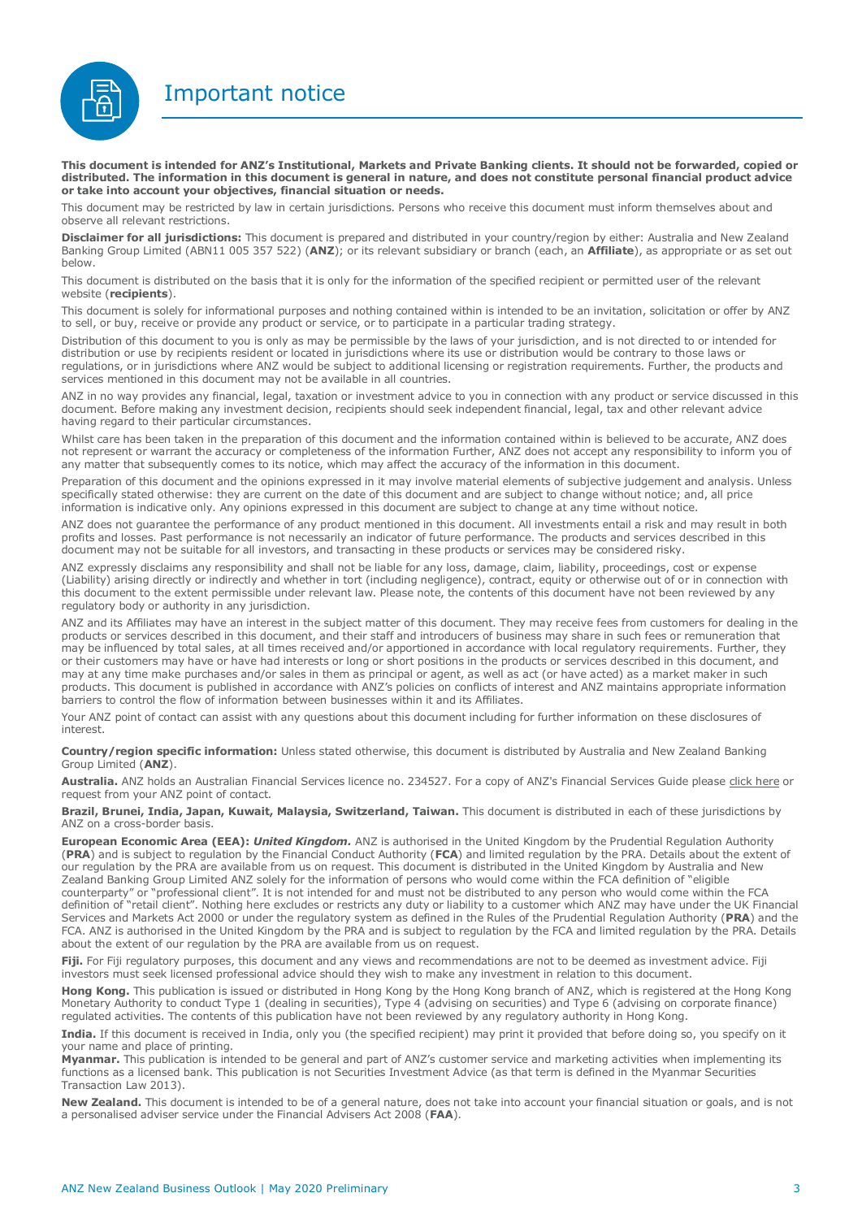# Important notice

**This document is intended for ANZ's Institutional, Markets and Private Banking clients. It should not be forwarded, copied or distributed. The information in this document is general in nature, and does not constitute personal financial product advice or take into account your objectives, financial situation or needs.**

This document may be restricted by law in certain jurisdictions. Persons who receive this document must inform themselves about and observe all relevant restrictions.

**Disclaimer for all jurisdictions:** This document is prepared and distributed in your country/region by either: Australia and New Zealand Banking Group Limited (ABN11 005 357 522) (**ANZ**); or its relevant subsidiary or branch (each, an **Affiliate**), as appropriate or as set out below.

This document is distributed on the basis that it is only for the information of the specified recipient or permitted user of the relevant website (**recipients**).

This document is solely for informational purposes and nothing contained within is intended to be an invitation, solicitation or offer by ANZ to sell, or buy, receive or provide any product or service, or to participate in a particular trading strategy.

Distribution of this document to you is only as may be permissible by the laws of your jurisdiction, and is not directed to or intended for distribution or use by recipients resident or located in jurisdictions where its use or distribution would be contrary to those laws or regulations, or in jurisdictions where ANZ would be subject to additional licensing or registration requirements. Further, the products and services mentioned in this document may not be available in all countries.

ANZ in no way provides any financial, legal, taxation or investment advice to you in connection with any product or service discussed in this document. Before making any investment decision, recipients should seek independent financial, legal, tax and other relevant advice having regard to their particular circumstances.

Whilst care has been taken in the preparation of this document and the information contained within is believed to be accurate, ANZ does not represent or warrant the accuracy or completeness of the information Further, ANZ does not accept any responsibility to inform you of any matter that subsequently comes to its notice, which may affect the accuracy of the information in this document.

Preparation of this document and the opinions expressed in it may involve material elements of subjective judgement and analysis. Unless specifically stated otherwise: they are current on the date of this document and are subject to change without notice; and, all price information is indicative only. Any opinions expressed in this document are subject to change at any time without notice.

ANZ does not guarantee the performance of any product mentioned in this document. All investments entail a risk and may result in both profits and losses. Past performance is not necessarily an indicator of future performance. The products and services described in this document may not be suitable for all investors, and transacting in these products or services may be considered risky.

ANZ expressly disclaims any responsibility and shall not be liable for any loss, damage, claim, liability, proceedings, cost or expense (Liability) arising directly or indirectly and whether in tort (including negligence), contract, equity or otherwise out of or in connection with this document to the extent permissible under relevant law. Please note, the contents of this document have not been reviewed by any regulatory body or authority in any jurisdiction.

ANZ and its Affiliates may have an interest in the subject matter of this document. They may receive fees from customers for dealing in the products or services described in this document, and their staff and introducers of business may share in such fees or remuneration that may be influenced by total sales, at all times received and/or apportioned in accordance with local regulatory requirements. Further, they or their customers may have or have had interests or long or short positions in the products or services described in this document, and may at any time make purchases and/or sales in them as principal or agent, as well as act (or have acted) as a market maker in such products. This document is published in accordance with ANZ's policies on conflicts of interest and ANZ maintains appropriate information barriers to control the flow of information between businesses within it and its Affiliates.

Your ANZ point of contact can assist with any questions about this document including for further information on these disclosures of interest.

**Country/region specific information:** Unless stated otherwise, this document is distributed by Australia and New Zealand Banking Group Limited (**ANZ**).

**Australia.** ANZ holds an Australian Financial Services licence no. 234527. For a copy of ANZ's Financial Services Guide please click here or request from your ANZ point of contact.

**Brazil, Brunei, India, Japan, Kuwait, Malaysia, Switzerland, Taiwan.** This document is distributed in each of these jurisdictions by ANZ on a cross-border basis.

**European Economic Area (EEA):** ***United Kingdom.*** ANZ is authorised in the United Kingdom by the Prudential Regulation Authority (**PRA**) and is subject to regulation by the Financial Conduct Authority (**FCA**) and limited regulation by the PRA. Details about the extent of our regulation by the PRA are available from us on request. This document is distributed in the United Kingdom by Australia and New Zealand Banking Group Limited ANZ solely for the information of persons who would come within the FCA definition of "eligible counterparty" or "professional client". It is not intended for and must not be distributed to any person who would come within the FCA definition of "retail client". Nothing here excludes or restricts any duty or liability to a customer which ANZ may have under the UK Financial Services and Markets Act 2000 or under the regulatory system as defined in the Rules of the Prudential Regulation Authority (**PRA**) and the FCA. ANZ is authorised in the United Kingdom by the PRA and is subject to regulation by the FCA and limited regulation by the PRA. Details about the extent of our regulation by the PRA are available from us on request.

**Fiji.** For Fiji regulatory purposes, this document and any views and recommendations are not to be deemed as investment advice. Fiji investors must seek licensed professional advice should they wish to make any investment in relation to this document.

**Hong Kong.** This publication is issued or distributed in Hong Kong by the Hong Kong branch of ANZ, which is registered at the Hong Kong Monetary Authority to conduct Type 1 (dealing in securities), Type 4 (advising on securities) and Type 6 (advising on corporate finance) regulated activities. The contents of this publication have not been reviewed by any regulatory authority in Hong Kong.

**India.** If this document is received in India, only you (the specified recipient) may print it provided that before doing so, you specify on it your name and place of printing.

**Myanmar.** This publication is intended to be general and part of ANZ's customer service and marketing activities when implementing its functions as a licensed bank. This publication is not Securities Investment Advice (as that term is defined in the Myanmar Securities Transaction Law 2013).

**New Zealand.** This document is intended to be of a general nature, does not take into account your financial situation or goals, and is not a personalised adviser service under the Financial Advisers Act 2008 (**FAA**).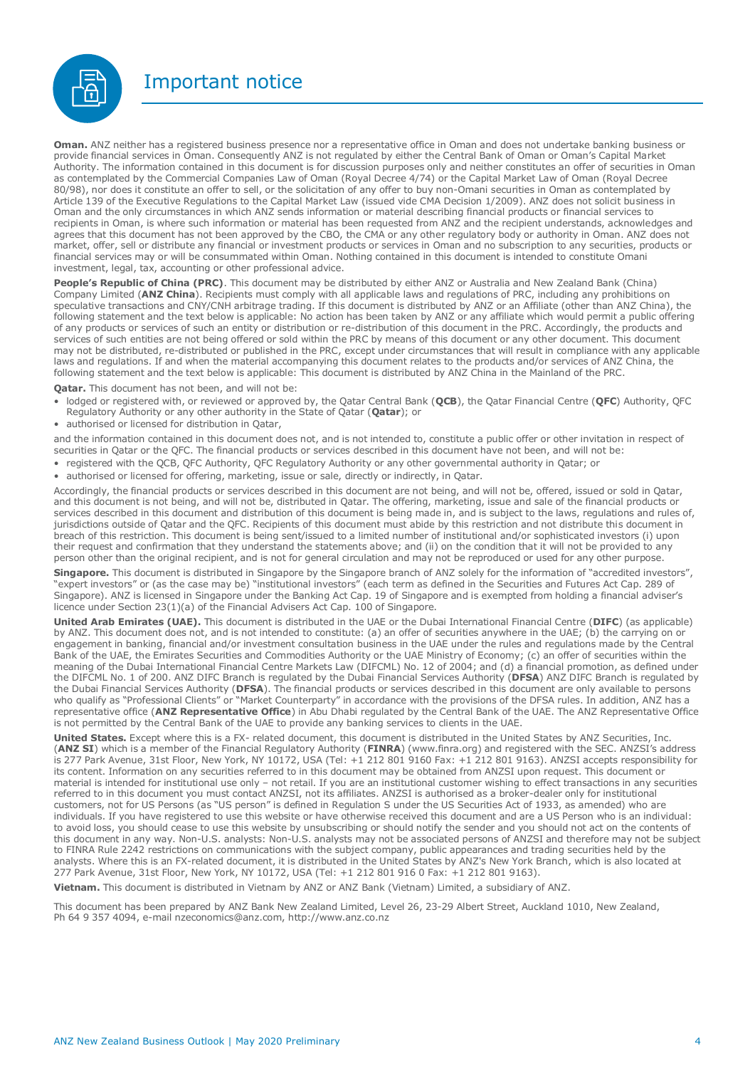# Important notice

**Oman.** ANZ neither has a registered business presence nor a representative office in Oman and does not undertake banking business or provide financial services in Oman. Consequently ANZ is not regulated by either the Central Bank of Oman or Oman's Capital Market Authority. The information contained in this document is for discussion purposes only and neither constitutes an offer of securities in Oman as contemplated by the Commercial Companies Law of Oman (Royal Decree 4/74) or the Capital Market Law of Oman (Royal Decree 80/98), nor does it constitute an offer to sell, or the solicitation of any offer to buy non-Omani securities in Oman as contemplated by Article 139 of the Executive Regulations to the Capital Market Law (issued vide CMA Decision 1/2009). ANZ does not solicit business in Oman and the only circumstances in which ANZ sends information or material describing financial products or financial services to recipients in Oman, is where such information or material has been requested from ANZ and the recipient understands, acknowledges and agrees that this document has not been approved by the CBO, the CMA or any other regulatory body or authority in Oman. ANZ does not market, offer, sell or distribute any financial or investment products or services in Oman and no subscription to any securities, products or financial services may or will be consummated within Oman. Nothing contained in this document is intended to constitute Omani investment, legal, tax, accounting or other professional advice.

**People's Republic of China (PRC)**. This document may be distributed by either ANZ or Australia and New Zealand Bank (China) Company Limited (**ANZ China**). Recipients must comply with all applicable laws and regulations of PRC, including any prohibitions on speculative transactions and CNY/CNH arbitrage trading. If this document is distributed by ANZ or an Affiliate (other than ANZ China), the following statement and the text below is applicable: No action has been taken by ANZ or any affiliate which would permit a public offering of any products or services of such an entity or distribution or re-distribution of this document in the PRC. Accordingly, the products and services of such entities are not being offered or sold within the PRC by means of this document or any other document. This document may not be distributed, re-distributed or published in the PRC, except under circumstances that will result in compliance with any applicable laws and regulations. If and when the material accompanying this document relates to the products and/or services of ANZ China, the following statement and the text below is applicable: This document is distributed by ANZ China in the Mainland of the PRC.

**Qatar.** This document has not been, and will not be:

- lodged or registered with, or reviewed or approved by, the Qatar Central Bank (**QCB**), the Qatar Financial Centre (**QFC**) Authority, QFC Regulatory Authority or any other authority in the State of Qatar (**Qatar**); or
- authorised or licensed for distribution in Qatar,

and the information contained in this document does not, and is not intended to, constitute a public offer or other invitation in respect of securities in Qatar or the QFC. The financial products or services described in this document have not been, and will not be:

- registered with the QCB, QFC Authority, QFC Regulatory Authority or any other governmental authority in Qatar; or
- authorised or licensed for offering, marketing, issue or sale, directly or indirectly, in Qatar.

Accordingly, the financial products or services described in this document are not being, and will not be, offered, issued or sold in Qatar, and this document is not being, and will not be, distributed in Qatar. The offering, marketing, issue and sale of the financial products or services described in this document and distribution of this document is being made in, and is subject to the laws, regulations and rules of, jurisdictions outside of Qatar and the QFC. Recipients of this document must abide by this restriction and not distribute this document in breach of this restriction. This document is being sent/issued to a limited number of institutional and/or sophisticated investors (i) upon their request and confirmation that they understand the statements above; and (ii) on the condition that it will not be provided to any person other than the original recipient, and is not for general circulation and may not be reproduced or used for any other purpose.

**Singapore.** This document is distributed in Singapore by the Singapore branch of ANZ solely for the information of "accredited investors", "expert investors" or (as the case may be) "institutional investors" (each term as defined in the Securities and Futures Act Cap. 289 of Singapore). ANZ is licensed in Singapore under the Banking Act Cap. 19 of Singapore and is exempted from holding a financial adviser's licence under Section 23(1)(a) of the Financial Advisers Act Cap. 100 of Singapore.

**United Arab Emirates (UAE).** This document is distributed in the UAE or the Dubai International Financial Centre (**DIFC**) (as applicable) by ANZ. This document does not, and is not intended to constitute: (a) an offer of securities anywhere in the UAE; (b) the carrying on or engagement in banking, financial and/or investment consultation business in the UAE under the rules and regulations made by the Central Bank of the UAE, the Emirates Securities and Commodities Authority or the UAE Ministry of Economy; (c) an offer of securities within the meaning of the Dubai International Financial Centre Markets Law (DIFCML) No. 12 of 2004; and (d) a financial promotion, as defined under the DIFCML No. 1 of 200. ANZ DIFC Branch is regulated by the Dubai Financial Services Authority (**DFSA**) ANZ DIFC Branch is regulated by the Dubai Financial Services Authority (**DFSA**). The financial products or services described in this document are only available to persons who qualify as "Professional Clients" or "Market Counterparty" in accordance with the provisions of the DFSA rules. In addition, ANZ has a representative office (**ANZ Representative Office**) in Abu Dhabi regulated by the Central Bank of the UAE. The ANZ Representative Office is not permitted by the Central Bank of the UAE to provide any banking services to clients in the UAE.

**United States.** Except where this is a FX- related document, this document is distributed in the United States by ANZ Securities, Inc. (**ANZ SI**) which is a member of the Financial Regulatory Authority (**FINRA**) (www.finra.org) and registered with the SEC. ANZSI's address is 277 Park Avenue, 31st Floor, New York, NY 10172, USA (Tel: +1 212 801 9160 Fax: +1 212 801 9163). ANZSI accepts responsibility for its content. Information on any securities referred to in this document may be obtained from ANZSI upon request. This document or material is intended for institutional use only – not retail. If you are an institutional customer wishing to effect transactions in any securities referred to in this document you must contact ANZSI, not its affiliates. ANZSI is authorised as a broker-dealer only for institutional customers, not for US Persons (as "US person" is defined in Regulation S under the US Securities Act of 1933, as amended) who are individuals. If you have registered to use this website or have otherwise received this document and are a US Person who is an individual: to avoid loss, you should cease to use this website by unsubscribing or should notify the sender and you should not act on the contents of this document in any way. Non-U.S. analysts: Non-U.S. analysts may not be associated persons of ANZSI and therefore may not be subject to FINRA Rule 2242 restrictions on communications with the subject company, public appearances and trading securities held by the analysts. Where this is an FX-related document, it is distributed in the United States by ANZ's New York Branch, which is also located at 277 Park Avenue, 31st Floor, New York, NY 10172, USA (Tel: +1 212 801 916 0 Fax: +1 212 801 9163).

**Vietnam.** This document is distributed in Vietnam by ANZ or ANZ Bank (Vietnam) Limited, a subsidiary of ANZ.

This document has been prepared by ANZ Bank New Zealand Limited, Level 26, 23-29 Albert Street, Auckland 1010, New Zealand, Ph 64 9 357 4094, e-mail nzeconomics@anz.com, http://www.anz.co.nz